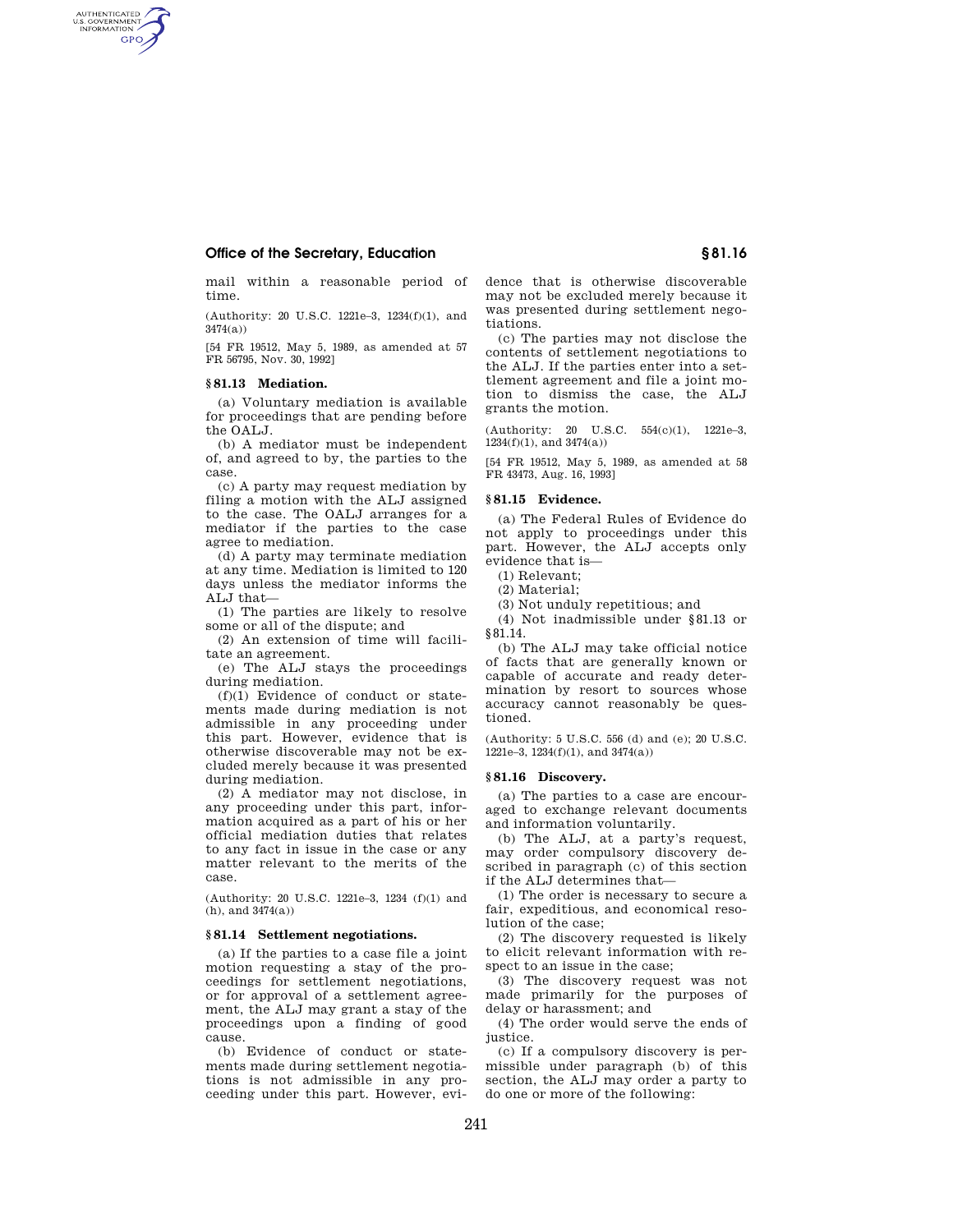mail within a reasonable period of time.

(Authority: 20 U.S.C. 1221e–3, 1234(f)(1), and 3474(a))

[54 FR 19512, May 5, 1989, as amended at 57 FR 56795, Nov. 30, 1992]

### § 81.13 Mediation.

(a) Voluntary mediation is available for proceedings that are pending before the OALJ.

(b) A mediator must be independent of, and agreed to by, the parties to the case.

(c) A party may request mediation by filing a motion with the ALJ assigned to the case. The OALJ arranges for a mediator if the parties to the case agree to mediation.

(d) A party may terminate mediation at any time. Mediation is limited to 120 days unless the mediator informs the ALJ that—

(1) The parties are likely to resolve some or all of the dispute; and

(2) An extension of time will facilitate an agreement.

(e) The ALJ stays the proceedings during mediation.

(f)(1) Evidence of conduct or statements made during mediation is not admissible in any proceeding under this part. However, evidence that is otherwise discoverable may not be excluded merely because it was presented during mediation.

(2) A mediator may not disclose, in any proceeding under this part, information acquired as a part of his or her official mediation duties that relates to any fact in issue in the case or any matter relevant to the merits of the case.

(Authority: 20 U.S.C. 1221e–3, 1234 (f)(1) and (h), and 3474(a))

### § 81.14 Settlement negotiations.

(a) If the parties to a case file a joint motion requesting a stay of the proceedings for settlement negotiations, or for approval of a settlement agreement, the ALJ may grant a stay of the proceedings upon a finding of good cause.

(b) Evidence of conduct or statements made during settlement negotiations is not admissible in any proceeding under this part. However, evidence that is otherwise discoverable may not be excluded merely because it was presented during settlement negotiations.

(c) The parties may not disclose the contents of settlement negotiations to the ALJ. If the parties enter into a settlement agreement and file a joint motion to dismiss the case, the ALJ grants the motion.

(Authority: 20 U.S.C. 554(c)(1), 1221e–3, 1234(f)(1), and 3474(a))

[54 FR 19512, May 5, 1989, as amended at 58 FR 43473, Aug. 16, 1993]

### § 81.15 Evidence.

(a) The Federal Rules of Evidence do not apply to proceedings under this part. However, the ALJ accepts only evidence that is—

(1) Relevant;

(2) Material;

(3) Not unduly repetitious; and

(4) Not inadmissible under § 81.13 or § 81.14.

(b) The ALJ may take official notice of facts that are generally known or capable of accurate and ready determination by resort to sources whose accuracy cannot reasonably be questioned.

(Authority: 5 U.S.C. 556 (d) and (e); 20 U.S.C. 1221e–3, 1234(f)(1), and 3474(a))

### § 81.16 Discovery.

(a) The parties to a case are encouraged to exchange relevant documents and information voluntarily.

(b) The ALJ, at a party's request, may order compulsory discovery described in paragraph (c) of this section if the ALJ determines that—

(1) The order is necessary to secure a fair, expeditious, and economical resolution of the case;

(2) The discovery requested is likely to elicit relevant information with respect to an issue in the case;

(3) The discovery request was not made primarily for the purposes of delay or harassment; and

(4) The order would serve the ends of justice.

(c) If a compulsory discovery is permissible under paragraph (b) of this section, the ALJ may order a party to do one or more of the following: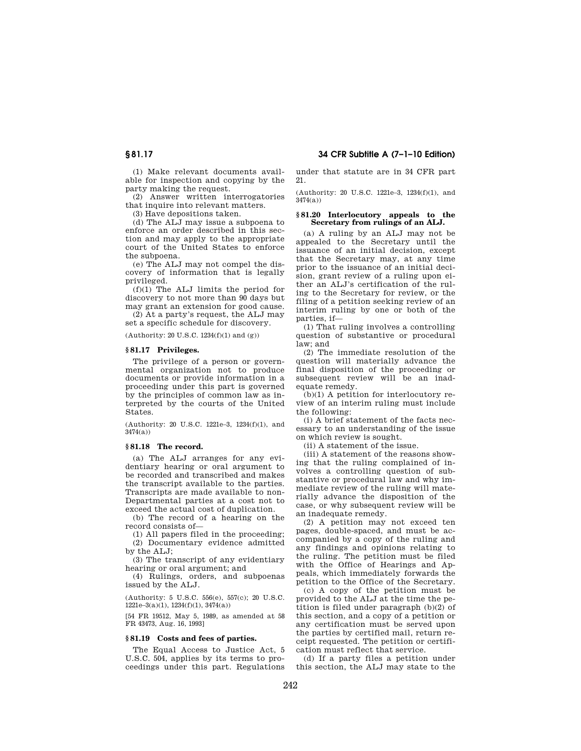(1) Make relevant documents available for inspection and copying by the party making the request.

(2) Answer written interrogatories that inquire into relevant matters.

(3) Have depositions taken.

(d) The ALJ may issue a subpoena to enforce an order described in this section and may apply to the appropriate court of the United States to enforce the subpoena.

(e) The ALJ may not compel the discovery of information that is legally privileged.

(f)(1) The ALJ limits the period for discovery to not more than 90 days but may grant an extension for good cause.

(2) At a party's request, the ALJ may set a specific schedule for discovery.

(Authority: 20 U.S.C. 1234(f)(1) and (g))

### § 81.17 Privileges.

The privilege of a person or governmental organization not to produce documents or provide information in a proceeding under this part is governed by the principles of common law as interpreted by the courts of the United States.

(Authority: 20 U.S.C. 1221e–3, 1234(f)(1), and 3474(a))

### § 81.18 The record.

(a) The ALJ arranges for any evidentiary hearing or oral argument to be recorded and transcribed and makes the transcript available to the parties. Transcripts are made available to non-Departmental parties at a cost not to exceed the actual cost of duplication.

(b) The record of a hearing on the record consists of—

(1) All papers filed in the proceeding;

(2) Documentary evidence admitted by the ALJ;

(3) The transcript of any evidentiary hearing or oral argument; and

(4) Rulings, orders, and subpoenas issued by the ALJ.

(Authority: 5 U.S.C. 556(e), 557(c); 20 U.S.C. 1221e–3(a)(1), 1234(f)(1), 3474(a))

[54 FR 19512, May 5, 1989, as amended at 58 FR 43473, Aug. 16, 1993]

### § 81.19 Costs and fees of parties.

The Equal Access to Justice Act, 5 U.S.C. 504, applies by its terms to proceedings under this part. Regulations under that statute are in 34 CFR part 21.

(Authority: 20 U.S.C. 1221e–3, 1234(f)(1), and 3474(a))

### § 81.20 Interlocutory appeals to the Secretary from rulings of an ALJ.

(a) A ruling by an ALJ may not be appealed to the Secretary until the issuance of an initial decision, except that the Secretary may, at any time prior to the issuance of an initial decision, grant review of a ruling upon either an ALJ's certification of the ruling to the Secretary for review, or the filing of a petition seeking review of an interim ruling by one or both of the parties, if—

(1) That ruling involves a controlling question of substantive or procedural law; and

(2) The immediate resolution of the question will materially advance the final disposition of the proceeding or subsequent review will be an inadequate remedy.

(b)(1) A petition for interlocutory review of an interim ruling must include the following:

(i) A brief statement of the facts necessary to an understanding of the issue on which review is sought.

(ii) A statement of the issue.

(iii) A statement of the reasons showing that the ruling complained of involves a controlling question of substantive or procedural law and why immediate review of the ruling will materially advance the disposition of the case, or why subsequent review will be an inadequate remedy.

(2) A petition may not exceed ten pages, double-spaced, and must be accompanied by a copy of the ruling and any findings and opinions relating to the ruling. The petition must be filed with the Office of Hearings and Appeals, which immediately forwards the petition to the Office of the Secretary.

(c) A copy of the petition must be provided to the ALJ at the time the petition is filed under paragraph (b)(2) of this section, and a copy of a petition or any certification must be served upon the parties by certified mail, return receipt requested. The petition or certification must reflect that service.

(d) If a party files a petition under this section, the ALJ may state to the